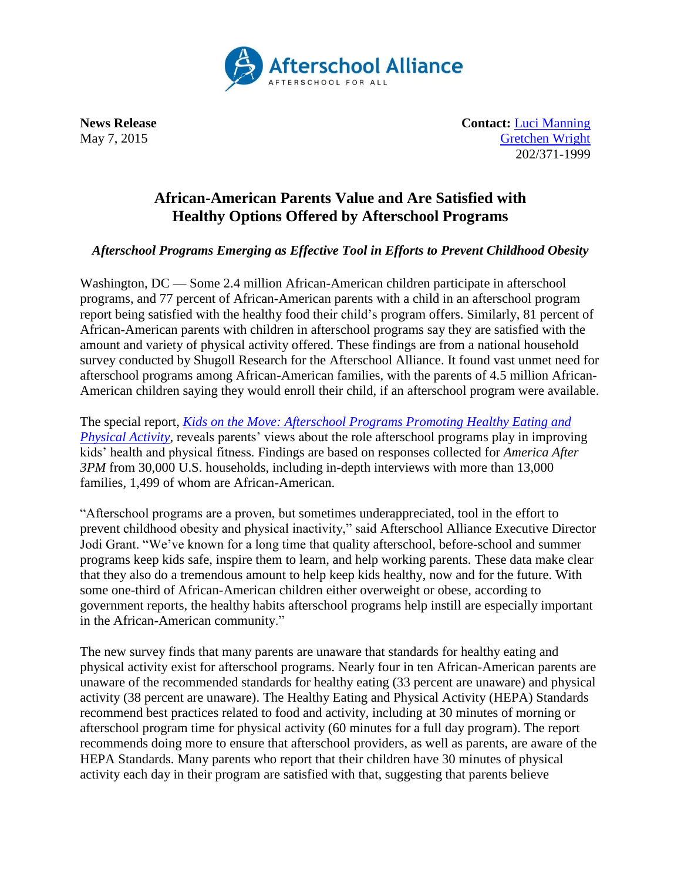Afterschool Alliance
AFTERSCHOOL FOR ALL

**News Release**
May 7, 2015

**Contact:** Luci Manning
Gretchen Wright
202/371-1999

# African-American Parents Value and Are Satisfied with Healthy Options Offered by Afterschool Programs

***Afterschool Programs Emerging as Effective Tool in Efforts to Prevent Childhood Obesity***

Washington, DC — Some 2.4 million African-American children participate in afterschool programs, and 77 percent of African-American parents with a child in an afterschool program report being satisfied with the healthy food their child's program offers. Similarly, 81 percent of African-American parents with children in afterschool programs say they are satisfied with the amount and variety of physical activity offered. These findings are from a national household survey conducted by Shugoll Research for the Afterschool Alliance. It found vast unmet need for afterschool programs among African-American families, with the parents of 4.5 million African-American children saying they would enroll their child, if an afterschool program were available.

The special report, *Kids on the Move: Afterschool Programs Promoting Healthy Eating and Physical Activity*, reveals parents' views about the role afterschool programs play in improving kids' health and physical fitness. Findings are based on responses collected for *America After 3PM* from 30,000 U.S. households, including in-depth interviews with more than 13,000 families, 1,499 of whom are African-American.

"Afterschool programs are a proven, but sometimes underappreciated, tool in the effort to prevent childhood obesity and physical inactivity," said Afterschool Alliance Executive Director Jodi Grant. "We've known for a long time that quality afterschool, before-school and summer programs keep kids safe, inspire them to learn, and help working parents. These data make clear that they also do a tremendous amount to help keep kids healthy, now and for the future. With some one-third of African-American children either overweight or obese, according to government reports, the healthy habits afterschool programs help instill are especially important in the African-American community."

The new survey finds that many parents are unaware that standards for healthy eating and physical activity exist for afterschool programs. Nearly four in ten African-American parents are unaware of the recommended standards for healthy eating (33 percent are unaware) and physical activity (38 percent are unaware). The Healthy Eating and Physical Activity (HEPA) Standards recommend best practices related to food and activity, including at 30 minutes of morning or afterschool program time for physical activity (60 minutes for a full day program). The report recommends doing more to ensure that afterschool providers, as well as parents, are aware of the HEPA Standards. Many parents who report that their children have 30 minutes of physical activity each day in their program are satisfied with that, suggesting that parents believe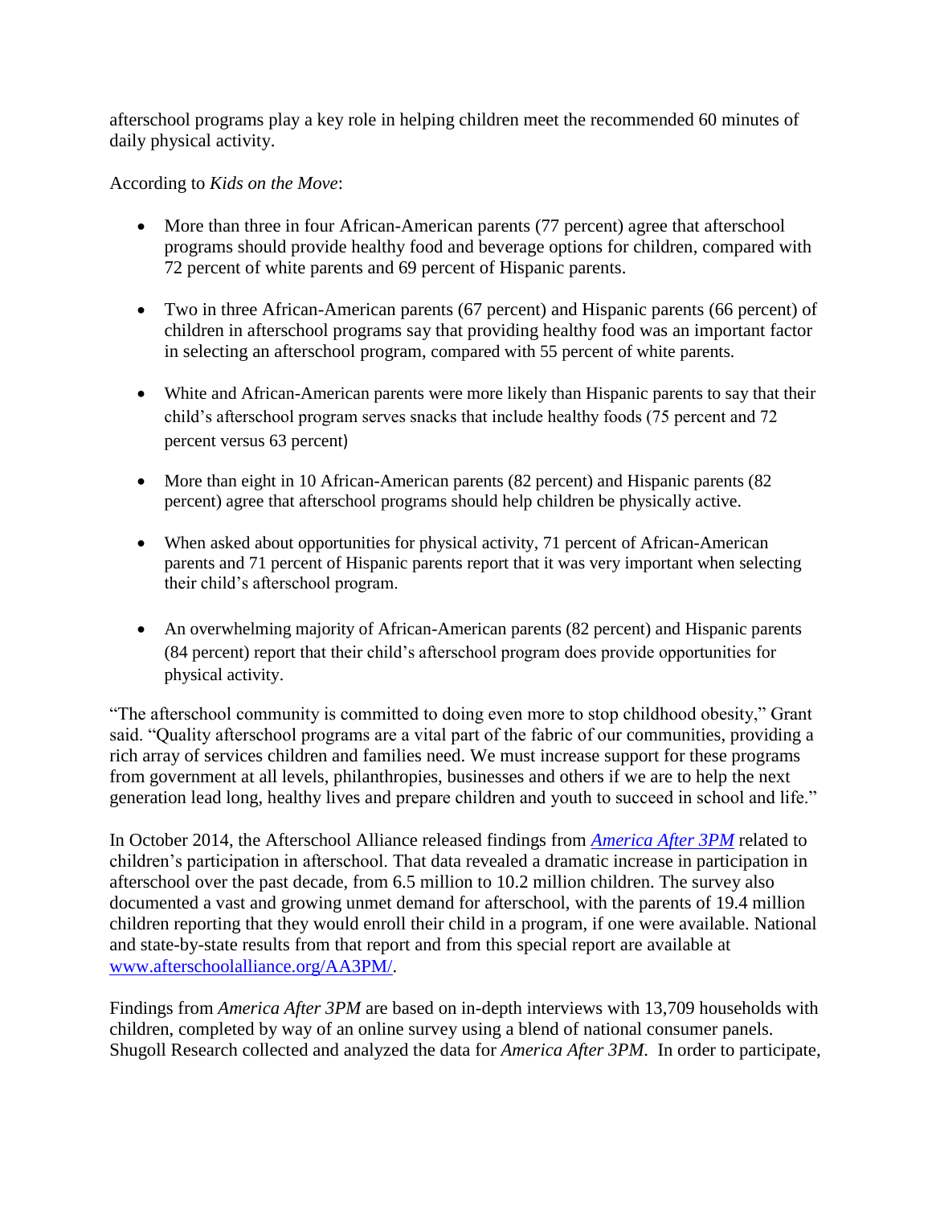afterschool programs play a key role in helping children meet the recommended 60 minutes of daily physical activity.

According to *Kids on the Move*:

- More than three in four African-American parents (77 percent) agree that afterschool programs should provide healthy food and beverage options for children, compared with 72 percent of white parents and 69 percent of Hispanic parents.
- Two in three African-American parents (67 percent) and Hispanic parents (66 percent) of children in afterschool programs say that providing healthy food was an important factor in selecting an afterschool program, compared with 55 percent of white parents.
- White and African-American parents were more likely than Hispanic parents to say that their child's afterschool program serves snacks that include healthy foods (75 percent and 72 percent versus 63 percent)
- More than eight in 10 African-American parents (82 percent) and Hispanic parents (82 percent) agree that afterschool programs should help children be physically active.
- When asked about opportunities for physical activity, 71 percent of African-American parents and 71 percent of Hispanic parents report that it was very important when selecting their child's afterschool program.
- An overwhelming majority of African-American parents (82 percent) and Hispanic parents (84 percent) report that their child's afterschool program does provide opportunities for physical activity.

"The afterschool community is committed to doing even more to stop childhood obesity," Grant said. "Quality afterschool programs are a vital part of the fabric of our communities, providing a rich array of services children and families need. We must increase support for these programs from government at all levels, philanthropies, businesses and others if we are to help the next generation lead long, healthy lives and prepare children and youth to succeed in school and life."

In October 2014, the Afterschool Alliance released findings from [*America After 3PM*](http://www.afterschoolalliance.org/AA3PM/) related to children's participation in afterschool. That data revealed a dramatic increase in participation in afterschool over the past decade, from 6.5 million to 10.2 million children. The survey also documented a vast and growing unmet demand for afterschool, with the parents of 19.4 million children reporting that they would enroll their child in a program, if one were available. National and state-by-state results from that report and from this special report are available at [www.afterschoolalliance.org/AA3PM/](http://www.afterschoolalliance.org/AA3PM/).

Findings from *America After 3PM* are based on in-depth interviews with 13,709 households with children, completed by way of an online survey using a blend of national consumer panels. Shugoll Research collected and analyzed the data for *America After 3PM*. In order to participate,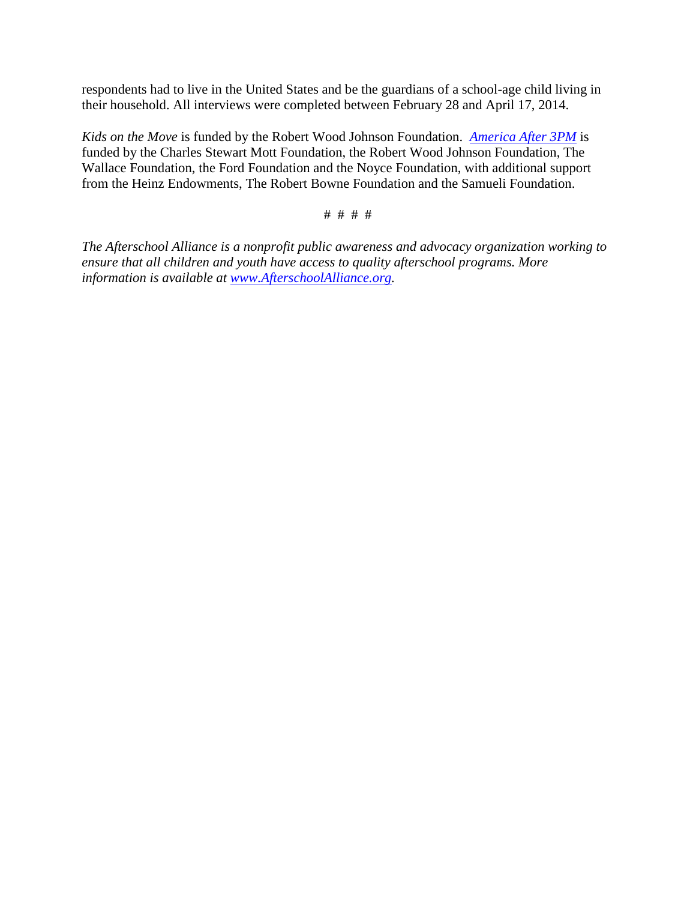respondents had to live in the United States and be the guardians of a school-age child living in their household. All interviews were completed between February 28 and April 17, 2014.

*Kids on the Move* is funded by the Robert Wood Johnson Foundation. *America After 3PM* is funded by the Charles Stewart Mott Foundation, the Robert Wood Johnson Foundation, The Wallace Foundation, the Ford Foundation and the Noyce Foundation, with additional support from the Heinz Endowments, The Robert Bowne Foundation and the Samueli Foundation.

# # # #

*The Afterschool Alliance is a nonprofit public awareness and advocacy organization working to ensure that all children and youth have access to quality afterschool programs. More information is available at www.AfterschoolAlliance.org.*